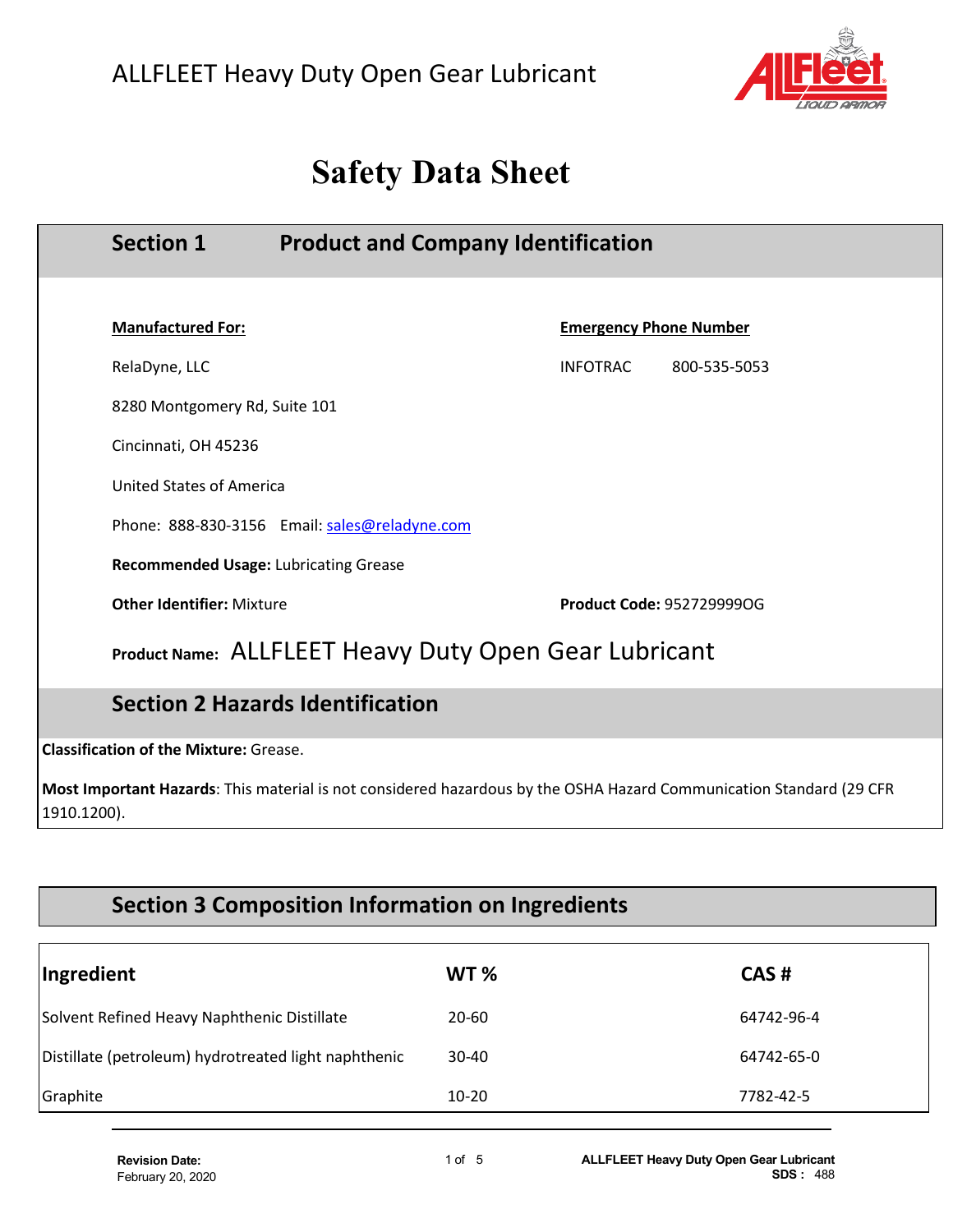# ALLFLEET Heavy Duty Open Gear Lubricant

# Safety Data Sheet

## Section 1 Product and Company Identification

**Manufactured For:**

RelaDyne, LLC

8280 Montgomery Rd, Suite 101

Cincinnati, OH 45236

United States of America

Phone: 888-830-3156 Email: sales@reladyne.com

**Emergency Phone Number**

INFOTRAC 800-535-5053

**Recommended Usage:** Lubricating Grease

**Other Identifier:** Mixture

**Product Code:** 952729999OG

**Product Name:** ALLFLEET Heavy Duty Open Gear Lubricant

## Section 2 Hazards Identification

**Classification of the Mixture:** Grease.

**Most Important Hazards**: This material is not considered hazardous by the OSHA Hazard Communication Standard (29 CFR 1910.1200).

## Section 3 Composition Information on Ingredients

| Ingredient | WT % | CAS # |
|---|---|---|
| Solvent Refined Heavy Naphthenic Distillate | 20-60 | 64742-96-4 |
| Distillate (petroleum) hydrotreated light naphthenic | 30-40 | 64742-65-0 |
| Graphite | 10-20 | 7782-42-5 |

**Revision Date:**
February 20, 2020

**SDS :** 488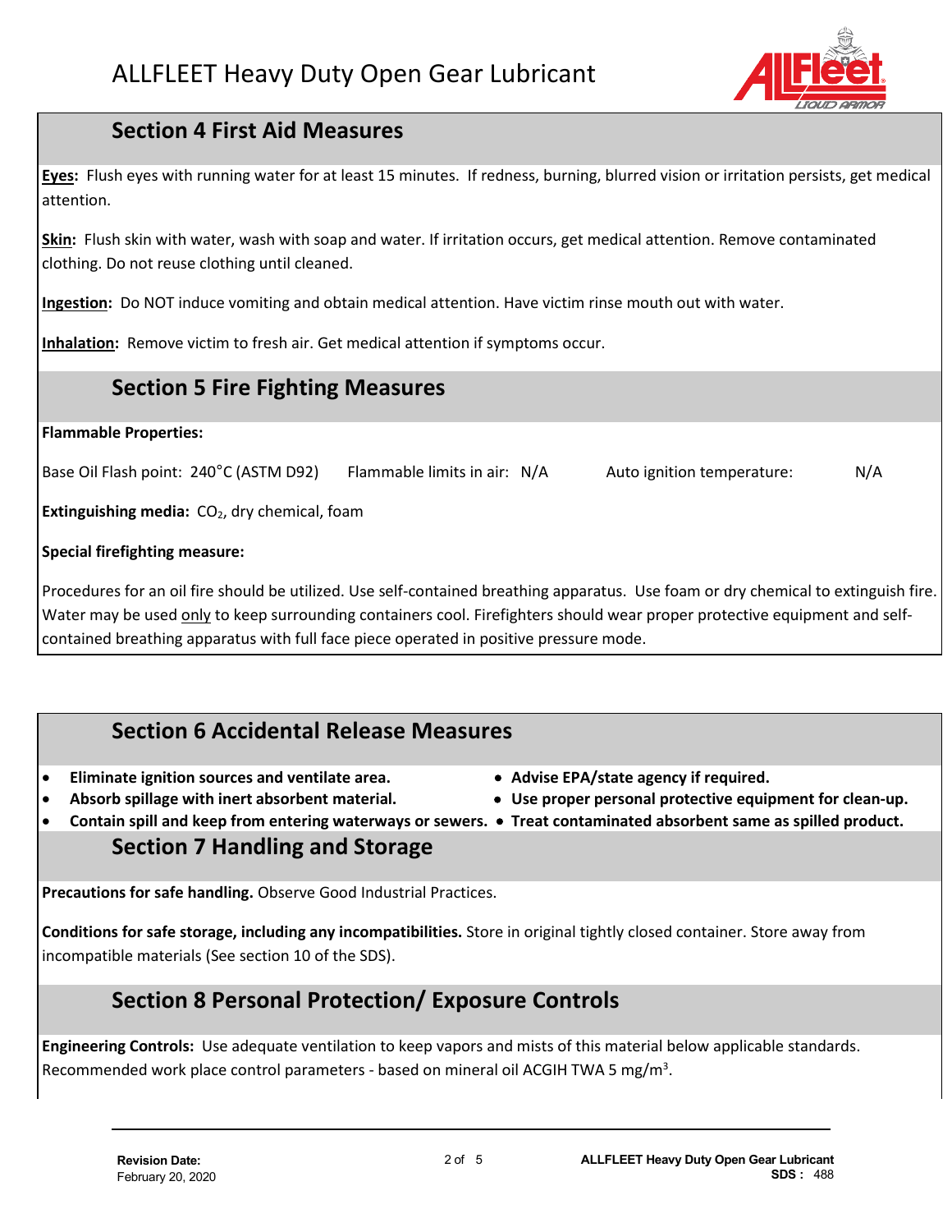## Section 4 First Aid Measures

**Eyes:** Flush eyes with running water for at least 15 minutes. If redness, burning, blurred vision or irritation persists, get medical attention.

**Skin:** Flush skin with water, wash with soap and water. If irritation occurs, get medical attention. Remove contaminated clothing. Do not reuse clothing until cleaned.

**Ingestion:** Do NOT induce vomiting and obtain medical attention. Have victim rinse mouth out with water.

**Inhalation:** Remove victim to fresh air. Get medical attention if symptoms occur.

## Section 5 Fire Fighting Measures

**Flammable Properties:**

Base Oil Flash point: 240°C (ASTM D92) Flammable limits in air: N/A Auto ignition temperature: N/A

**Extinguishing media:** $CO_2$, dry chemical, foam

**Special firefighting measure:**

Procedures for an oil fire should be utilized. Use self-contained breathing apparatus. Use foam or dry chemical to extinguish fire. Water may be used only to keep surrounding containers cool. Firefighters should wear proper protective equipment and self-contained breathing apparatus with full face piece operated in positive pressure mode.

## Section 6 Accidental Release Measures

- **Eliminate ignition sources and ventilate area.**
- **Absorb spillage with inert absorbent material.**
- **Contain spill and keep from entering waterways or sewers.**
- **Advise EPA/state agency if required.**
- **Use proper personal protective equipment for clean-up.**
- **Treat contaminated absorbent same as spilled product.**

## Section 7 Handling and Storage

**Precautions for safe handling.** Observe Good Industrial Practices.

**Conditions for safe storage, including any incompatibilities.** Store in original tightly closed container. Store away from incompatible materials (See section 10 of the SDS).

## Section 8 Personal Protection/ Exposure Controls

**Engineering Controls:** Use adequate ventilation to keep vapors and mists of this material below applicable standards. Recommended work place control parameters - based on mineral oil ACGIH TWA 5 $mg/m^3$.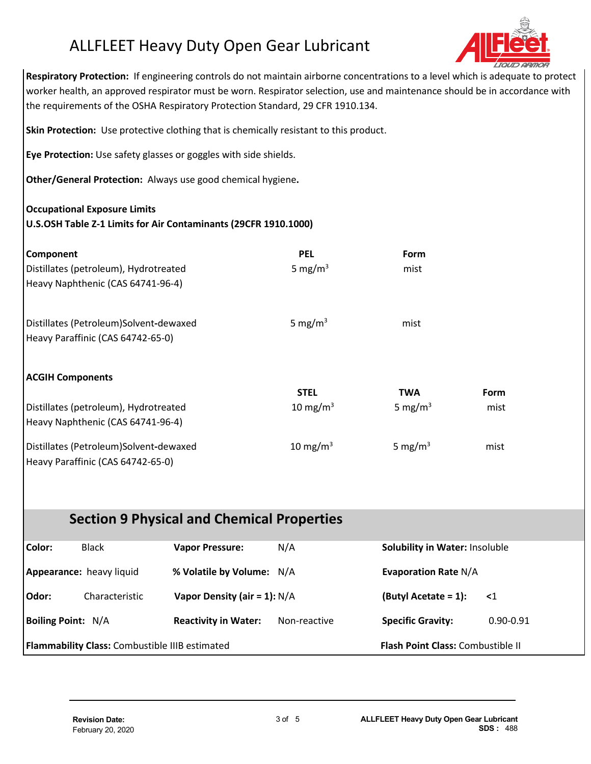**Respiratory Protection:** If engineering controls do not maintain airborne concentrations to a level which is adequate to protect worker health, an approved respirator must be worn. Respirator selection, use and maintenance should be in accordance with the requirements of the OSHA Respiratory Protection Standard, 29 CFR 1910.134.

**Skin Protection:** Use protective clothing that is chemically resistant to this product.

**Eye Protection:** Use safety glasses or goggles with side shields.

**Other/General Protection:** Always use good chemical hygiene**.**

**Occupational Exposure Limits**
**U.S.OSH Table Z-1 Limits for Air Contaminants (29CFR 1910.1000)**

| Component | PEL | Form |
|---|---|---|
| Distillates (petroleum), Hydrotreated Heavy Naphthenic (CAS 64741-96-4) | 5 mg/m$^3$ | mist |
| Distillates (Petroleum)Solvent-dewaxed Heavy Paraffinic (CAS 64742-65-0) | 5 mg/m$^3$ | mist |

**ACGIH Components**

| | STEL | TWA | Form |
|---|---|---|---|
| Distillates (petroleum), Hydrotreated Heavy Naphthenic (CAS 64741-96-4) | 10 mg/m$^3$ | 5 mg/m$^3$ | mist |
| Distillates (Petroleum)Solvent-dewaxed Heavy Paraffinic (CAS 64742-65-0) | 10 mg/m$^3$ | 5 mg/m$^3$ | mist |

## Section 9 Physical and Chemical Properties

| | | | | | |
|---|---|---|---|---|---|
| **Color:** | Black | **Vapor Pressure:** | N/A | **Solubility in Water:** Insoluble | |
| **Appearance:** heavy liquid | | **% Volatile by Volume:** | N/A | **Evaporation Rate** N/A | |
| **Odor:** | Characteristic | **Vapor Density (air = 1):** | N/A | **(Butyl Acetate = 1):** | **<**1 |
| **Boiling Point:** N/A | | **Reactivity in Water:** | Non-reactive | **Specific Gravity:** | 0.90-0.91 |
| **Flammability Class:** Combustible IIIB estimated | | | | **Flash Point Class:** Combustible II | |

**Revision Date:**
February 20, 2020

**ALLFLEET Heavy Duty Open Gear Lubricant**
**SDS :** 488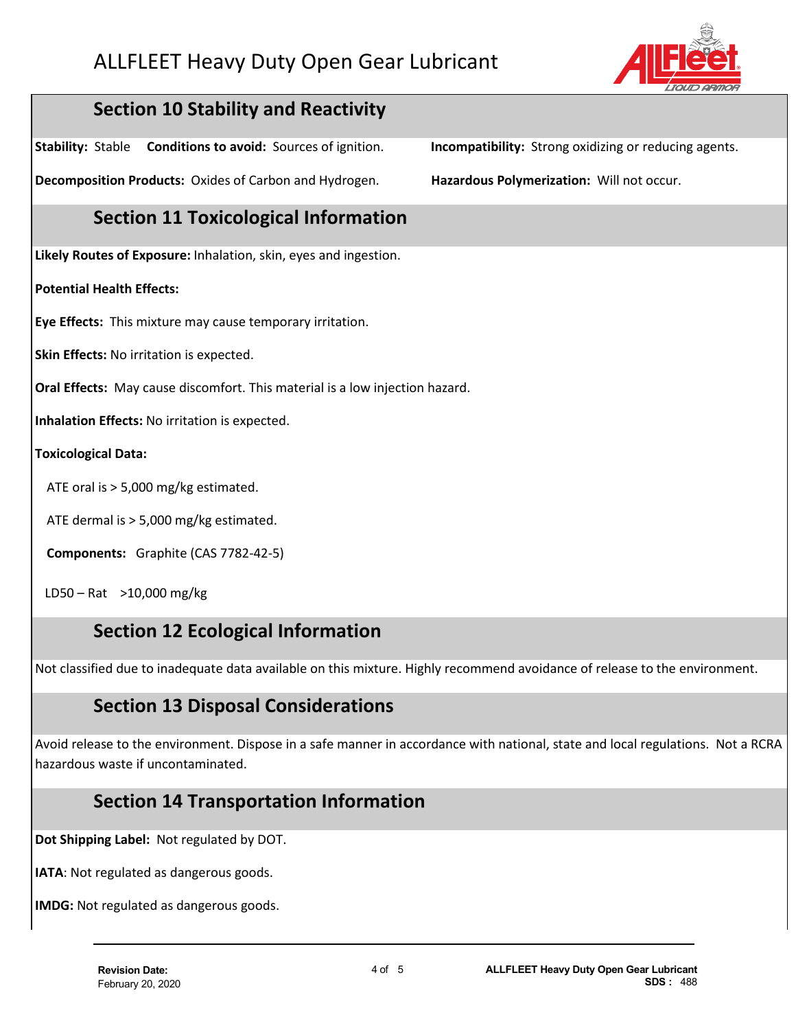## Section 10 Stability and Reactivity

**Stability:** Stable **Conditions to avoid:** Sources of ignition. **Incompatibility:** Strong oxidizing or reducing agents.

**Decomposition Products:** Oxides of Carbon and Hydrogen. **Hazardous Polymerization:** Will not occur.

## Section 11 Toxicological Information

**Likely Routes of Exposure:** Inhalation, skin, eyes and ingestion.

**Potential Health Effects:**

**Eye Effects:** This mixture may cause temporary irritation.

**Skin Effects:** No irritation is expected.

**Oral Effects:** May cause discomfort. This material is a low injection hazard.

**Inhalation Effects:** No irritation is expected.

**Toxicological Data:**

ATE oral is > 5,000 mg/kg estimated.

ATE dermal is > 5,000 mg/kg estimated.

**Components:** Graphite (CAS 7782-42-5)

LD50 – Rat >10,000 mg/kg

## Section 12 Ecological Information

Not classified due to inadequate data available on this mixture. Highly recommend avoidance of release to the environment.

## Section 13 Disposal Considerations

Avoid release to the environment. Dispose in a safe manner in accordance with national, state and local regulations. Not a RCRA hazardous waste if uncontaminated.

## Section 14 Transportation Information

**Dot Shipping Label:** Not regulated by DOT.

**IATA**: Not regulated as dangerous goods.

**IMDG:** Not regulated as dangerous goods.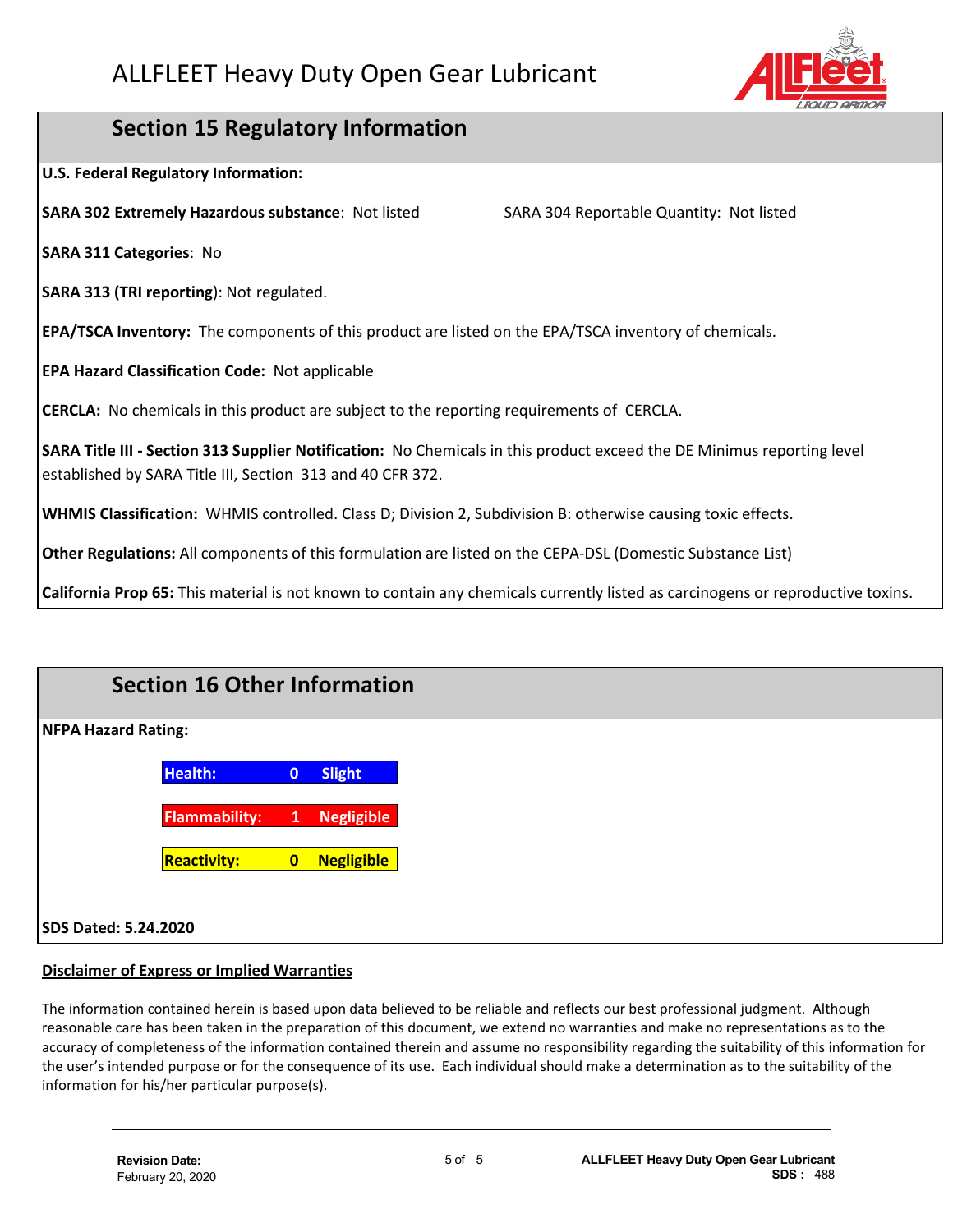## Section 15 Regulatory Information

**U.S. Federal Regulatory Information:**

**SARA 302 Extremely Hazardous substance**: Not listed

SARA 304 Reportable Quantity: Not listed

**SARA 311 Categories**: No

**SARA 313 (TRI reporting**): Not regulated.

**EPA/TSCA Inventory:** The components of this product are listed on the EPA/TSCA inventory of chemicals.

**EPA Hazard Classification Code:** Not applicable

**CERCLA:** No chemicals in this product are subject to the reporting requirements of CERCLA.

**SARA Title III - Section 313 Supplier Notification:** No Chemicals in this product exceed the DE Minimus reporting level established by SARA Title III, Section 313 and 40 CFR 372.

**WHMIS Classification:** WHMIS controlled. Class D; Division 2, Subdivision B: otherwise causing toxic effects.

**Other Regulations:** All components of this formulation are listed on the CEPA-DSL (Domestic Substance List)

**California Prop 65:** This material is not known to contain any chemicals currently listed as carcinogens or reproductive toxins.

## Section 16 Other Information

**NFPA Hazard Rating:**

| | | |
|---|---|---|
| **Health:** | **0** | **Slight** |
| **Flammability:** | **1** | **Negligible** |
| **Reactivity:** | **0** | **Negligible** |

**SDS Dated: 5.24.2020**

**Disclaimer of Express or Implied Warranties**

The information contained herein is based upon data believed to be reliable and reflects our best professional judgment. Although reasonable care has been taken in the preparation of this document, we extend no warranties and make no representations as to the accuracy of completeness of the information contained therein and assume no responsibility regarding the suitability of this information for the user's intended purpose or for the consequence of its use. Each individual should make a determination as to the suitability of the information for his/her particular purpose(s).

**Revision Date:**
February 20, 2020

**ALLFLEET Heavy Duty Open Gear Lubricant**
**SDS :** 488